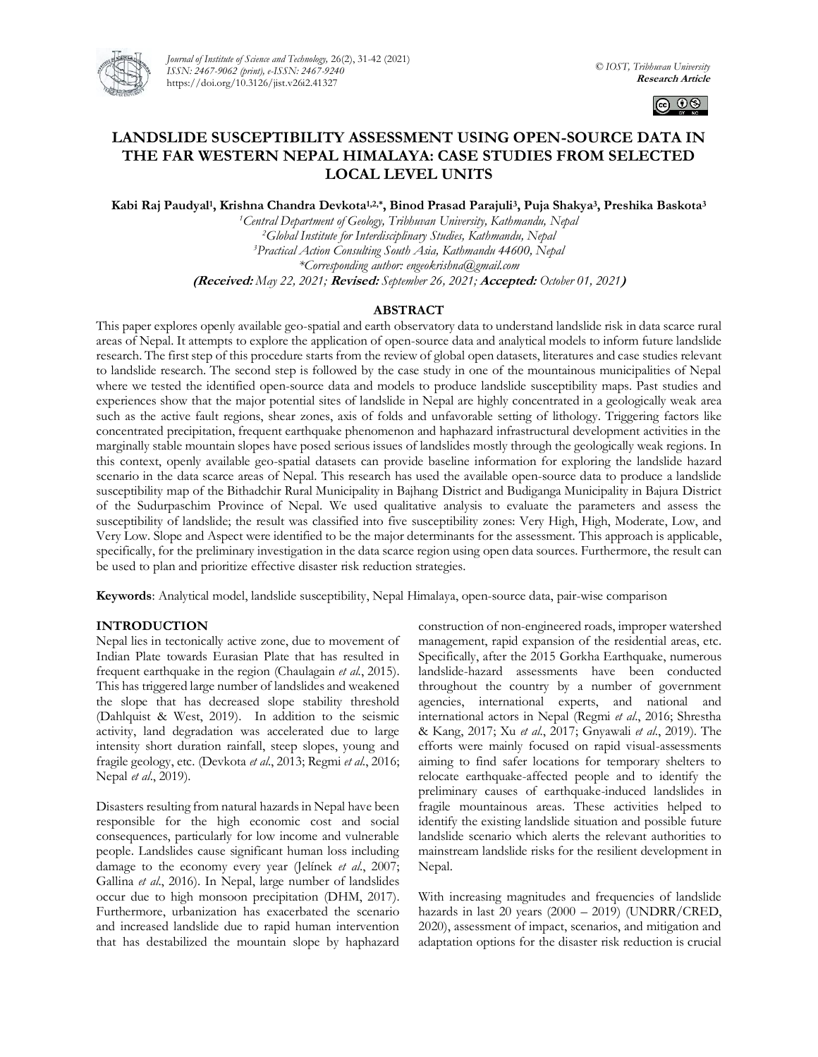# LANDSLIDE SUSCEPTIBILITY ASSESSMENT USING OPEN-SOURCE DATA IN THE FAR WESTERN NEPAL HIMALAYA: CASE STUDIES FROM SELECTED LOCAL LEVEL UNITS

**Kabi Raj Paudyal[1], Krishna Chandra Devkota[1,2,*], Binod Prasad Parajuli[3], Puja Shakya[3], Preshika Baskota[3]**

[1]*Central Department of Geology, Tribhuvan University, Kathmandu, Nepal*
[2]*Global Institute for Interdisciplinary Studies, Kathmandu, Nepal*
[3]*Practical Action Consulting South Asia, Kathmandu 44600, Nepal*
*\*Corresponding author: engeokrishna@gmail.com*

**(Received:** *May 22, 2021;* **Revised:** *September 26, 2021;* **Accepted:** *October 01, 2021***)**

## ABSTRACT

This paper explores openly available geo-spatial and earth observatory data to understand landslide risk in data scarce rural areas of Nepal. It attempts to explore the application of open-source data and analytical models to inform future landslide research. The first step of this procedure starts from the review of global open datasets, literatures and case studies relevant to landslide research. The second step is followed by the case study in one of the mountainous municipalities of Nepal where we tested the identified open-source data and models to produce landslide susceptibility maps. Past studies and experiences show that the major potential sites of landslide in Nepal are highly concentrated in a geologically weak area such as the active fault regions, shear zones, axis of folds and unfavorable setting of lithology. Triggering factors like concentrated precipitation, frequent earthquake phenomenon and haphazard infrastructural development activities in the marginally stable mountain slopes have posed serious issues of landslides mostly through the geologically weak regions. In this context, openly available geo-spatial datasets can provide baseline information for exploring the landslide hazard scenario in the data scarce areas of Nepal. This research has used the available open-source data to produce a landslide susceptibility map of the Bithadchir Rural Municipality in Bajhang District and Budiganga Municipality in Bajura District of the Sudurpaschim Province of Nepal. We used qualitative analysis to evaluate the parameters and assess the susceptibility of landslide; the result was classified into five susceptibility zones: Very High, High, Moderate, Low, and Very Low. Slope and Aspect were identified to be the major determinants for the assessment. This approach is applicable, specifically, for the preliminary investigation in the data scarce region using open data sources. Furthermore, the result can be used to plan and prioritize effective disaster risk reduction strategies.

**Keywords**: Analytical model, landslide susceptibility, Nepal Himalaya, open-source data, pair-wise comparison

## INTRODUCTION

Nepal lies in tectonically active zone, due to movement of Indian Plate towards Eurasian Plate that has resulted in frequent earthquake in the region (Chaulagain *et al.*, 2015). This has triggered large number of landslides and weakened the slope that has decreased slope stability threshold (Dahlquist & West, 2019). In addition to the seismic activity, land degradation was accelerated due to large intensity short duration rainfall, steep slopes, young and fragile geology, etc. (Devkota *et al.*, 2013; Regmi *et al.*, 2016; Nepal *et al.*, 2019).

Disasters resulting from natural hazards in Nepal have been responsible for the high economic cost and social consequences, particularly for low income and vulnerable people. Landslides cause significant human loss including damage to the economy every year (Jelínek *et al.*, 2007; Gallina *et al.*, 2016). In Nepal, large number of landslides occur due to high monsoon precipitation (DHM, 2017). Furthermore, urbanization has exacerbated the scenario and increased landslide due to rapid human intervention that has destabilized the mountain slope by haphazard construction of non-engineered roads, improper watershed management, rapid expansion of the residential areas, etc. Specifically, after the 2015 Gorkha Earthquake, numerous landslide-hazard assessments have been conducted throughout the country by a number of government agencies, international experts, and national and international actors in Nepal (Regmi *et al.*, 2016; Shrestha & Kang, 2017; Xu *et al.*, 2017; Gnyawali *et al.*, 2019). The efforts were mainly focused on rapid visual-assessments aiming to find safer locations for temporary shelters to relocate earthquake-affected people and to identify the preliminary causes of earthquake-induced landslides in fragile mountainous areas. These activities helped to identify the existing landslide situation and possible future landslide scenario which alerts the relevant authorities to mainstream landslide risks for the resilient development in Nepal.

With increasing magnitudes and frequencies of landslide hazards in last 20 years (2000 – 2019) (UNDRR/CRED, 2020), assessment of impact, scenarios, and mitigation and adaptation options for the disaster risk reduction is crucial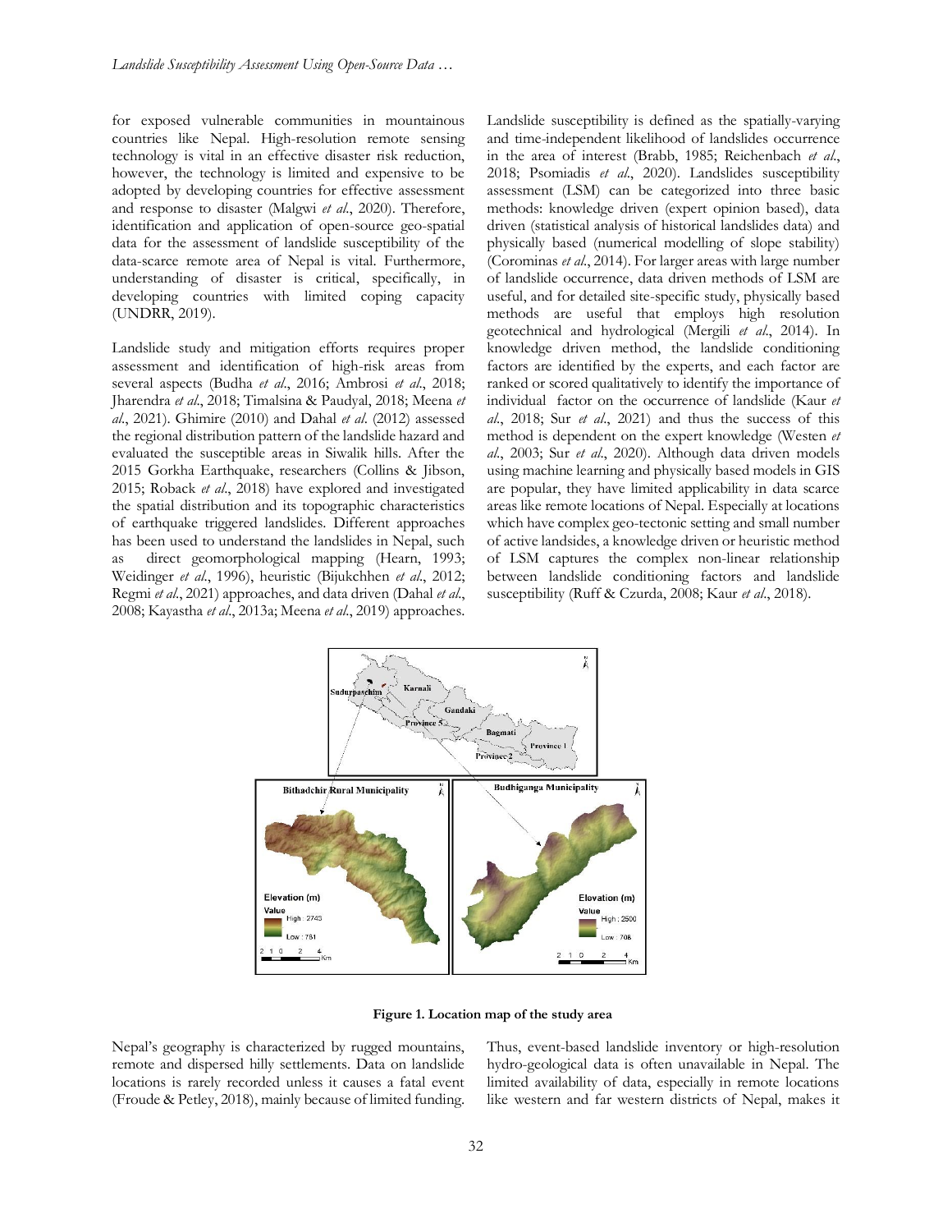for exposed vulnerable communities in mountainous countries like Nepal. High-resolution remote sensing technology is vital in an effective disaster risk reduction, however, the technology is limited and expensive to be adopted by developing countries for effective assessment and response to disaster (Malgwi *et al*., 2020). Therefore, identification and application of open-source geo-spatial data for the assessment of landslide susceptibility of the data-scarce remote area of Nepal is vital. Furthermore, understanding of disaster is critical, specifically, in developing countries with limited coping capacity (UNDRR, 2019).

Landslide study and mitigation efforts requires proper assessment and identification of high-risk areas from several aspects (Budha *et al*., 2016; Ambrosi *et al*., 2018; Jharendra *et al*., 2018; Timalsina & Paudyal, 2018; Meena *et al*., 2021). Ghimire (2010) and Dahal *et al*. (2012) assessed the regional distribution pattern of the landslide hazard and evaluated the susceptible areas in Siwalik hills. After the 2015 Gorkha Earthquake, researchers (Collins & Jibson, 2015; Roback *et al*., 2018) have explored and investigated the spatial distribution and its topographic characteristics of earthquake triggered landslides. Different approaches has been used to understand the landslides in Nepal, such as direct geomorphological mapping (Hearn, 1993; Weidinger *et al*., 1996), heuristic (Bijukchhen *et al*., 2012; Regmi *et al*., 2021) approaches, and data driven (Dahal *et al*., 2008; Kayastha *et al*., 2013a; Meena *et al*., 2019) approaches.

Landslide susceptibility is defined as the spatially-varying and time-independent likelihood of landslides occurrence in the area of interest (Brabb, 1985; Reichenbach *et al*., 2018; Psomiadis *et al*., 2020). Landslides susceptibility assessment (LSM) can be categorized into three basic methods: knowledge driven (expert opinion based), data driven (statistical analysis of historical landslides data) and physically based (numerical modelling of slope stability) (Corominas *et al*., 2014). For larger areas with large number of landslide occurrence, data driven methods of LSM are useful, and for detailed site-specific study, physically based methods are useful that employs high resolution geotechnical and hydrological (Mergili *et al*., 2014). In knowledge driven method, the landslide conditioning factors are identified by the experts, and each factor are ranked or scored qualitatively to identify the importance of individual factor on the occurrence of landslide (Kaur *et al*., 2018; Sur *et al*., 2021) and thus the success of this method is dependent on the expert knowledge (Westen *et al*., 2003; Sur *et al*., 2020). Although data driven models using machine learning and physically based models in GIS are popular, they have limited applicability in data scarce areas like remote locations of Nepal. Especially at locations which have complex geo-tectonic setting and small number of active landsides, a knowledge driven or heuristic method of LSM captures the complex non-linear relationship between landslide conditioning factors and landslide susceptibility (Ruff & Czurda, 2008; Kaur *et al*., 2018).

**Figure 1. Location map of the study area**

Nepal's geography is characterized by rugged mountains, remote and dispersed hilly settlements. Data on landslide locations is rarely recorded unless it causes a fatal event (Froude & Petley, 2018), mainly because of limited funding. Thus, event-based landslide inventory or high-resolution hydro-geological data is often unavailable in Nepal. The limited availability of data, especially in remote locations like western and far western districts of Nepal, makes it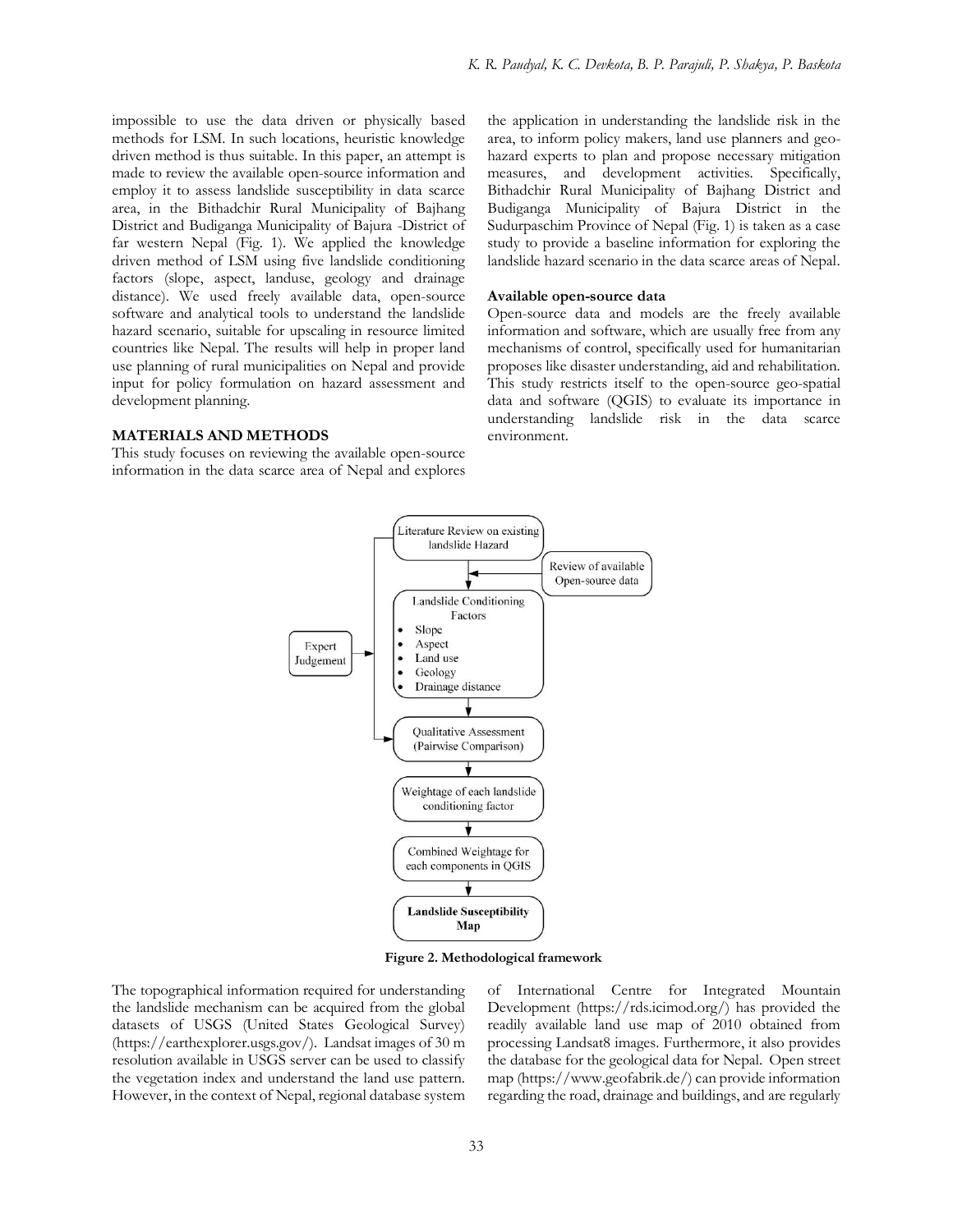impossible to use the data driven or physically based methods for LSM. In such locations, heuristic knowledge driven method is thus suitable. In this paper, an attempt is made to review the available open-source information and employ it to assess landslide susceptibility in data scarce area, in the Bithadchir Rural Municipality of Bajhang District and Budiganga Municipality of Bajura -District of far western Nepal (Fig. 1). We applied the knowledge driven method of LSM using five landslide conditioning factors (slope, aspect, landuse, geology and drainage distance). We used freely available data, open-source software and analytical tools to understand the landslide hazard scenario, suitable for upscaling in resource limited countries like Nepal. The results will help in proper land use planning of rural municipalities on Nepal and provide input for policy formulation on hazard assessment and development planning.

## MATERIALS AND METHODS

This study focuses on reviewing the available open-source information in the data scarce area of Nepal and explores the application in understanding the landslide risk in the area, to inform policy makers, land use planners and geo-hazard experts to plan and propose necessary mitigation measures, and development activities. Specifically, Bithadchir Rural Municipality of Bajhang District and Budiganga Municipality of Bajura District in the Sudurpaschim Province of Nepal (Fig. 1) is taken as a case study to provide a baseline information for exploring the landslide hazard scenario in the data scarce areas of Nepal.

### Available open-source data

Open-source data and models are the freely available information and software, which are usually free from any mechanisms of control, specifically used for humanitarian proposes like disaster understanding, aid and rehabilitation. This study restricts itself to the open-source geo-spatial data and software (QGIS) to evaluate its importance in understanding landslide risk in the data scarce environment.

**Figure 2. Methodological framework**

The topographical information required for understanding the landslide mechanism can be acquired from the global datasets of USGS (United States Geological Survey) (https://earthexplorer.usgs.gov/). Landsat images of 30 m resolution available in USGS server can be used to classify the vegetation index and understand the land use pattern. However, in the context of Nepal, regional database system of International Centre for Integrated Mountain Development (https://rds.icimod.org/) has provided the readily available land use map of 2010 obtained from processing Landsat8 images. Furthermore, it also provides the database for the geological data for Nepal. Open street map (https://www.geofabrik.de/) can provide information regarding the road, drainage and buildings, and are regularly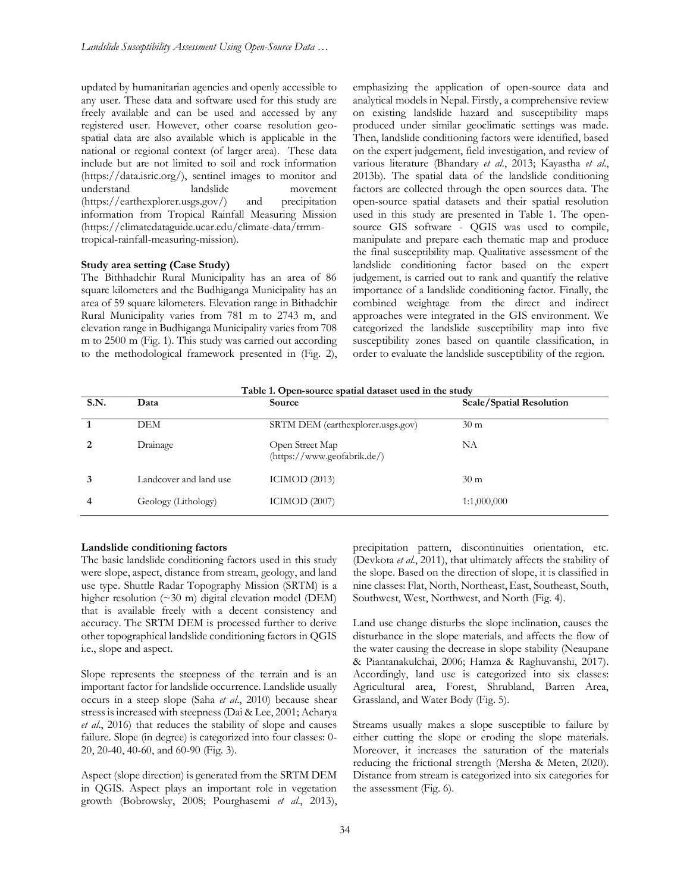updated by humanitarian agencies and openly accessible to any user. These data and software used for this study are freely available and can be used and accessed by any registered user. However, other coarse resolution geo-spatial data are also available which is applicable in the national or regional context (of larger area). These data include but are not limited to soil and rock information (https://data.isric.org/), sentinel images to monitor and understand landslide movement (https://earthexplorer.usgs.gov/) and precipitation information from Tropical Rainfall Measuring Mission (https://climatedataguide.ucar.edu/climate-data/trmm-tropical-rainfall-measuring-mission).

**Study area setting (Case Study)**

The Bithhadchir Rural Municipality has an area of 86 square kilometers and the Budhiganga Municipality has an area of 59 square kilometers. Elevation range in Bithadchir Rural Municipality varies from 781 m to 2743 m, and elevation range in Budhiganga Municipality varies from 708 m to 2500 m (Fig. 1). This study was carried out according to the methodological framework presented in (Fig. 2), emphasizing the application of open-source data and analytical models in Nepal. Firstly, a comprehensive review on existing landslide hazard and susceptibility maps produced under similar geoclimatic settings was made. Then, landslide conditioning factors were identified, based on the expert judgement, field investigation, and review of various literature (Bhandary *et al*., 2013; Kayastha *et al*., 2013b). The spatial data of the landslide conditioning factors are collected through the open sources data. The open-source spatial datasets and their spatial resolution used in this study are presented in Table 1. The open-source GIS software - QGIS was used to compile, manipulate and prepare each thematic map and produce the final susceptibility map. Qualitative assessment of the landslide conditioning factor based on the expert judgement, is carried out to rank and quantify the relative importance of a landslide conditioning factor. Finally, the combined weightage from the direct and indirect approaches were integrated in the GIS environment. We categorized the landslide susceptibility map into five susceptibility zones based on quantile classification, in order to evaluate the landslide susceptibility of the region.

**Table 1. Open-source spatial dataset used in the study**

| S.N. | Data | Source | Scale/Spatial Resolution |
|---|---|---|---|
| **1** | DEM | SRTM DEM (earthexplorer.usgs.gov) | 30 m |
| **2** | Drainage | Open Street Map (https://www.geofabrik.de/) | NA |
| **3** | Landcover and land use | ICIMOD (2013) | 30 m |
| **4** | Geology (Lithology) | ICIMOD (2007) | 1:1,000,000 |

**Landslide conditioning factors**

The basic landslide conditioning factors used in this study were slope, aspect, distance from stream, geology, and land use type. Shuttle Radar Topography Mission (SRTM) is a higher resolution (~30 m) digital elevation model (DEM) that is available freely with a decent consistency and accuracy. The SRTM DEM is processed further to derive other topographical landslide conditioning factors in QGIS i.e., slope and aspect.

Slope represents the steepness of the terrain and is an important factor for landslide occurrence. Landslide usually occurs in a steep slope (Saha *et al*., 2010) because shear stress is increased with steepness (Dai & Lee, 2001; Acharya *et al*., 2016) that reduces the stability of slope and causes failure. Slope (in degree) is categorized into four classes: 0-20, 20-40, 40-60, and 60-90 (Fig. 3).

Aspect (slope direction) is generated from the SRTM DEM in QGIS. Aspect plays an important role in vegetation growth (Bobrowsky, 2008; Pourghasemi *et al*., 2013), precipitation pattern, discontinuities orientation, etc. (Devkota *et al*., 2011), that ultimately affects the stability of the slope. Based on the direction of slope, it is classified in nine classes: Flat, North, Northeast, East, Southeast, South, Southwest, West, Northwest, and North (Fig. 4).

Land use change disturbs the slope inclination, causes the disturbance in the slope materials, and affects the flow of the water causing the decrease in slope stability (Neaupane & Piantanakulchai, 2006; Hamza & Raghuvanshi, 2017). Accordingly, land use is categorized into six classes: Agricultural area, Forest, Shrubland, Barren Area, Grassland, and Water Body (Fig. 5).

Streams usually makes a slope susceptible to failure by either cutting the slope or eroding the slope materials. Moreover, it increases the saturation of the materials reducing the frictional strength (Mersha & Meten, 2020). Distance from stream is categorized into six categories for the assessment (Fig. 6).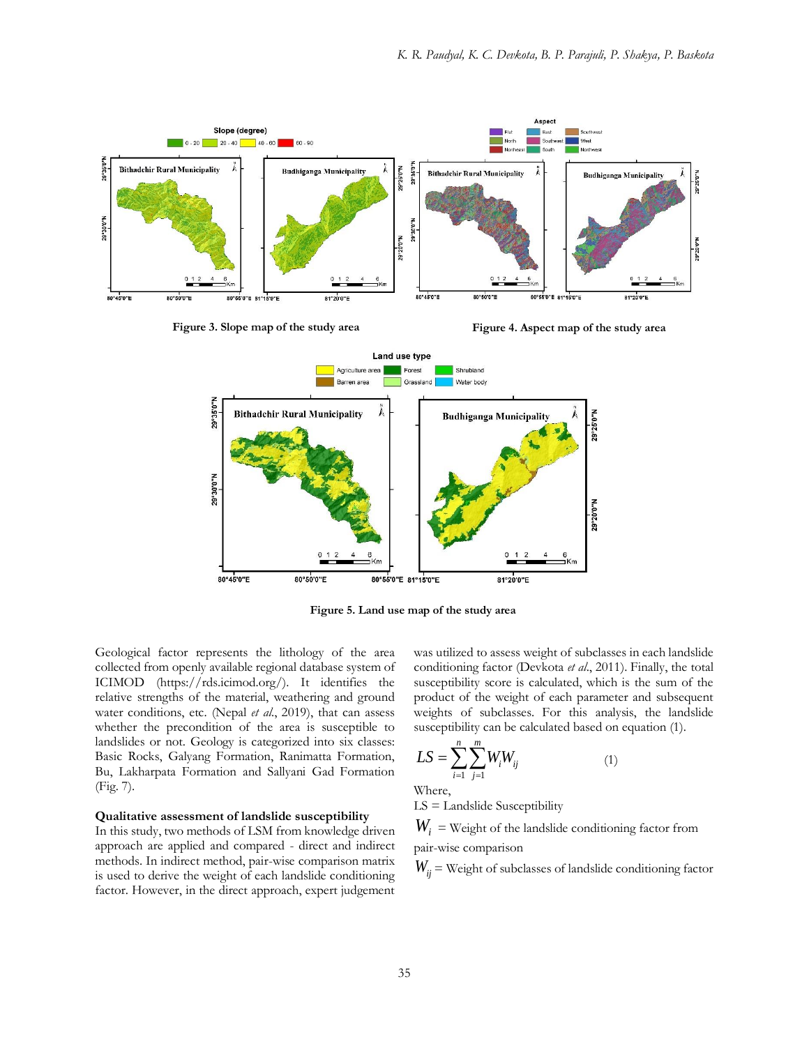Figure 3. Slope map of the study area

Figure 4. Aspect map of the study area

Figure 5. Land use map of the study area

Geological factor represents the lithology of the area collected from openly available regional database system of ICIMOD (https://rds.icimod.org/). It identifies the relative strengths of the material, weathering and ground water conditions, etc. (Nepal *et al.*, 2019), that can assess whether the precondition of the area is susceptible to landslides or not. Geology is categorized into six classes: Basic Rocks, Galyang Formation, Ranimatta Formation, Bu, Lakharpata Formation and Sallyani Gad Formation (Fig. 7).

### Qualitative assessment of landslide susceptibility

In this study, two methods of LSM from knowledge driven approach are applied and compared - direct and indirect methods. In indirect method, pair-wise comparison matrix is used to derive the weight of each landslide conditioning factor. However, in the direct approach, expert judgement was utilized to assess weight of subclasses in each landslide conditioning factor (Devkota *et al.*, 2011). Finally, the total susceptibility score is calculated, which is the sum of the product of the weight of each parameter and subsequent weights of subclasses. For this analysis, the landslide susceptibility can be calculated based on equation (1).

$$LS = \sum_{i=1}^{n}\sum_{j=1}^{m} W_i W_{ij} \tag{1}$$

Where,

LS = Landslide Susceptibility

$W_i$ = Weight of the landslide conditioning factor from pair-wise comparison

$W_{ij}$ = Weight of subclasses of landslide conditioning factor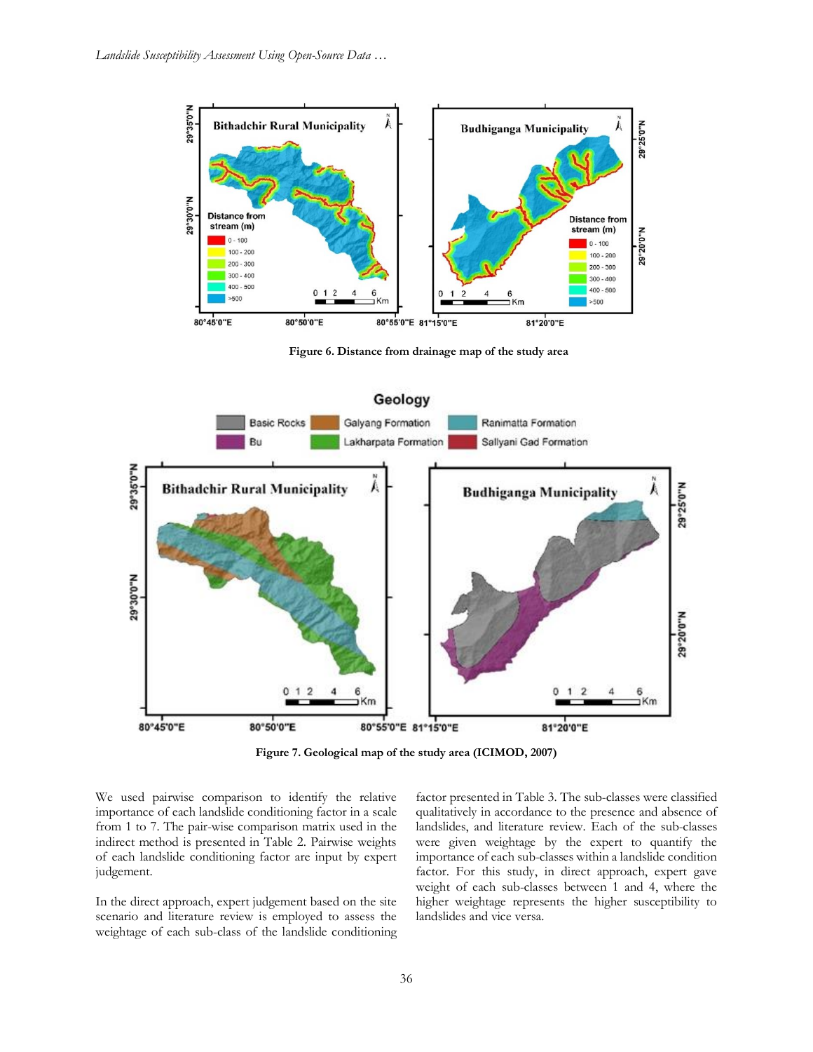**Figure 6. Distance from drainage map of the study area**

**Figure 7. Geological map of the study area (ICIMOD, 2007)**

We used pairwise comparison to identify the relative importance of each landslide conditioning factor in a scale from 1 to 7. The pair-wise comparison matrix used in the indirect method is presented in Table 2. Pairwise weights of each landslide conditioning factor are input by expert judgement.

In the direct approach, expert judgement based on the site scenario and literature review is employed to assess the weightage of each sub-class of the landslide conditioning factor presented in Table 3. The sub-classes were classified qualitatively in accordance to the presence and absence of landslides, and literature review. Each of the sub-classes were given weightage by the expert to quantify the importance of each sub-classes within a landslide condition factor. For this study, in direct approach, expert gave weight of each sub-classes between 1 and 4, where the higher weightage represents the higher susceptibility to landslides and vice versa.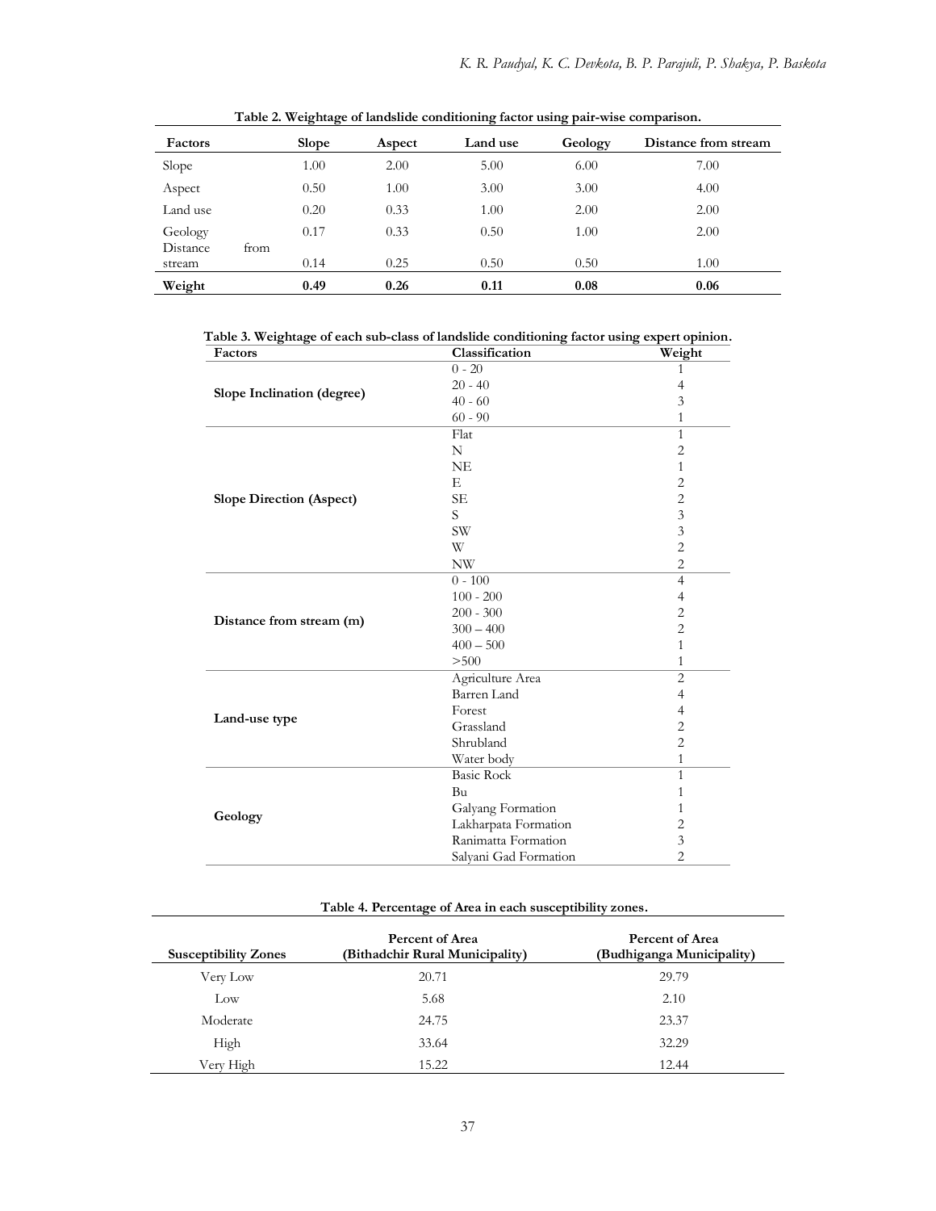**Table 2. Weightage of landslide conditioning factor using pair-wise comparison.**

| Factors | Slope | Aspect | Land use | Geology | Distance from stream |
|---|---|---|---|---|---|
| Slope | 1.00 | 2.00 | 5.00 | 6.00 | 7.00 |
| Aspect | 0.50 | 1.00 | 3.00 | 3.00 | 4.00 |
| Land use | 0.20 | 0.33 | 1.00 | 2.00 | 2.00 |
| Geology | 0.17 | 0.33 | 0.50 | 1.00 | 2.00 |
| Distance from stream | 0.14 | 0.25 | 0.50 | 0.50 | 1.00 |
| **Weight** | **0.49** | **0.26** | **0.11** | **0.08** | **0.06** |

**Table 3. Weightage of each sub-class of landslide conditioning factor using expert opinion.**

| Factors | Classification | Weight |
|---|---|---|
| **Slope Inclination (degree)** | 0 - 20 | 1 |
| | 20 - 40 | 4 |
| | 40 - 60 | 3 |
| | 60 - 90 | 1 |
| **Slope Direction (Aspect)** | Flat | 1 |
| | N | 2 |
| | NE | 1 |
| | E | 2 |
| | SE | 2 |
| | S | 3 |
| | SW | 3 |
| | W | 2 |
| | NW | 2 |
| **Distance from stream (m)** | 0 - 100 | 4 |
| | 100 - 200 | 4 |
| | 200 - 300 | 2 |
| | 300 – 400 | 2 |
| | 400 – 500 | 1 |
| | >500 | 1 |
| **Land-use type** | Agriculture Area | 2 |
| | Barren Land | 4 |
| | Forest | 4 |
| | Grassland | 2 |
| | Shrubland | 2 |
| | Water body | 1 |
| **Geology** | Basic Rock | 1 |
| | Bu | 1 |
| | Galyang Formation | 1 |
| | Lakharpata Formation | 2 |
| | Ranimatta Formation | 3 |
| | Salyani Gad Formation | 2 |

**Table 4. Percentage of Area in each susceptibility zones.**

| Susceptibility Zones | Percent of Area (Bithadchir Rural Municipality) | Percent of Area (Budhiganga Municipality) |
|---|---|---|
| Very Low | 20.71 | 29.79 |
| Low | 5.68 | 2.10 |
| Moderate | 24.75 | 23.37 |
| High | 33.64 | 32.29 |
| Very High | 15.22 | 12.44 |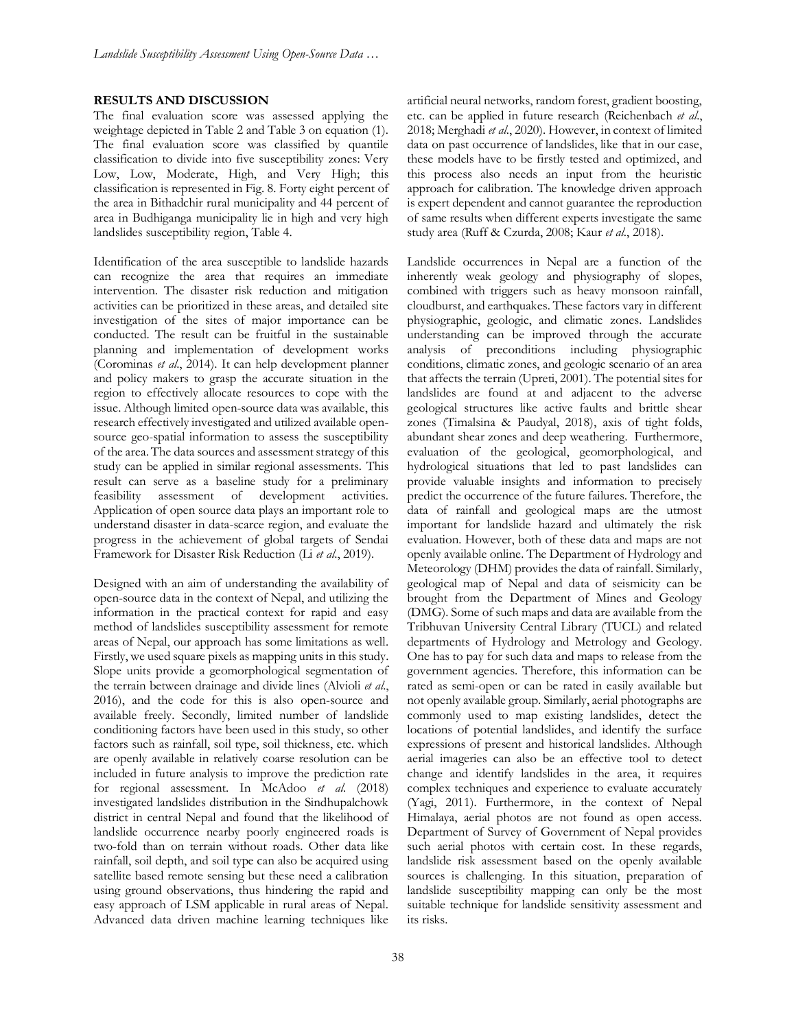## RESULTS AND DISCUSSION

The final evaluation score was assessed applying the weightage depicted in Table 2 and Table 3 on equation (1). The final evaluation score was classified by quantile classification to divide into five susceptibility zones: Very Low, Low, Moderate, High, and Very High; this classification is represented in Fig. 8. Forty eight percent of the area in Bithadchir rural municipality and 44 percent of area in Budhiganga municipality lie in high and very high landslides susceptibility region, Table 4.

Identification of the area susceptible to landslide hazards can recognize the area that requires an immediate intervention. The disaster risk reduction and mitigation activities can be prioritized in these areas, and detailed site investigation of the sites of major importance can be conducted. The result can be fruitful in the sustainable planning and implementation of development works (Corominas *et al*., 2014). It can help development planner and policy makers to grasp the accurate situation in the region to effectively allocate resources to cope with the issue. Although limited open-source data was available, this research effectively investigated and utilized available open-source geo-spatial information to assess the susceptibility of the area. The data sources and assessment strategy of this study can be applied in similar regional assessments. This result can serve as a baseline study for a preliminary feasibility assessment of development activities. Application of open source data plays an important role to understand disaster in data-scarce region, and evaluate the progress in the achievement of global targets of Sendai Framework for Disaster Risk Reduction (Li *et al*., 2019).

Designed with an aim of understanding the availability of open-source data in the context of Nepal, and utilizing the information in the practical context for rapid and easy method of landslides susceptibility assessment for remote areas of Nepal, our approach has some limitations as well. Firstly, we used square pixels as mapping units in this study. Slope units provide a geomorphological segmentation of the terrain between drainage and divide lines (Alvioli *et al*., 2016), and the code for this is also open-source and available freely. Secondly, limited number of landslide conditioning factors have been used in this study, so other factors such as rainfall, soil type, soil thickness, etc. which are openly available in relatively coarse resolution can be included in future analysis to improve the prediction rate for regional assessment. In McAdoo *et al.* (2018) investigated landslides distribution in the Sindhupalchowk district in central Nepal and found that the likelihood of landslide occurrence nearby poorly engineered roads is two-fold than on terrain without roads. Other data like rainfall, soil depth, and soil type can also be acquired using satellite based remote sensing but these need a calibration using ground observations, thus hindering the rapid and easy approach of LSM applicable in rural areas of Nepal. Advanced data driven machine learning techniques like artificial neural networks, random forest, gradient boosting, etc. can be applied in future research (Reichenbach *et al*., 2018; Merghadi *et al*., 2020). However, in context of limited data on past occurrence of landslides, like that in our case, these models have to be firstly tested and optimized, and this process also needs an input from the heuristic approach for calibration. The knowledge driven approach is expert dependent and cannot guarantee the reproduction of same results when different experts investigate the same study area (Ruff & Czurda, 2008; Kaur *et al*., 2018).

Landslide occurrences in Nepal are a function of the inherently weak geology and physiography of slopes, combined with triggers such as heavy monsoon rainfall, cloudburst, and earthquakes. These factors vary in different physiographic, geologic, and climatic zones. Landslides understanding can be improved through the accurate analysis of preconditions including physiographic conditions, climatic zones, and geologic scenario of an area that affects the terrain (Upreti, 2001). The potential sites for landslides are found at and adjacent to the adverse geological structures like active faults and brittle shear zones (Timalsina & Paudyal, 2018), axis of tight folds, abundant shear zones and deep weathering. Furthermore, evaluation of the geological, geomorphological, and hydrological situations that led to past landslides can provide valuable insights and information to precisely predict the occurrence of the future failures. Therefore, the data of rainfall and geological maps are the utmost important for landslide hazard and ultimately the risk evaluation. However, both of these data and maps are not openly available online. The Department of Hydrology and Meteorology (DHM) provides the data of rainfall. Similarly, geological map of Nepal and data of seismicity can be brought from the Department of Mines and Geology (DMG). Some of such maps and data are available from the Tribhuvan University Central Library (TUCL) and related departments of Hydrology and Metrology and Geology. One has to pay for such data and maps to release from the government agencies. Therefore, this information can be rated as semi-open or can be rated in easily available but not openly available group. Similarly, aerial photographs are commonly used to map existing landslides, detect the locations of potential landslides, and identify the surface expressions of present and historical landslides. Although aerial imageries can also be an effective tool to detect change and identify landslides in the area, it requires complex techniques and experience to evaluate accurately (Yagi, 2011). Furthermore, in the context of Nepal Himalaya, aerial photos are not found as open access. Department of Survey of Government of Nepal provides such aerial photos with certain cost. In these regards, landslide risk assessment based on the openly available sources is challenging. In this situation, preparation of landslide susceptibility mapping can only be the most suitable technique for landslide sensitivity assessment and its risks.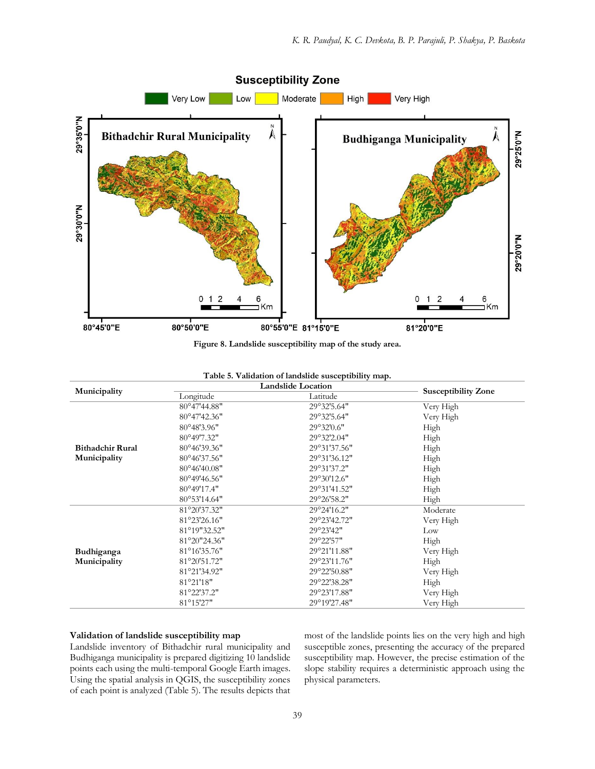Figure 8. Landslide susceptibility map of the study area.

Table 5. Validation of landslide susceptibility map.

| Municipality | Landslide Location | | Susceptibility Zone |
|---|---|---|---|
| | Longitude | Latitude | |
| Bithadchir Rural Municipality | 80°47'44.88" | 29°32'5.64" | Very High |
| | 80°47'42.36" | 29°32'5.64" | Very High |
| | 80°48'3.96" | 29°32'0.6" | High |
| | 80°49'7.32" | 29°32'2.04" | High |
| | 80°46'39.36" | 29°31'37.56" | High |
| | 80°46'37.56" | 29°31'36.12" | High |
| | 80°46'40.08" | 29°31'37.2" | High |
| | 80°49'46.56" | 29°30'12.6" | High |
| | 80°49'17.4" | 29°31'41.52" | High |
| | 80°53'14.64" | 29°26'58.2" | High |
| Budhiganga Municipality | 81°20'37.32" | 29°24'16.2" | Moderate |
| | 81°23'26.16" | 29°23'42.72" | Very High |
| | 81°19"32.52" | 29°23'42" | Low |
| | 81°20'24.36" | 29°22'57" | High |
| | 81°16'35.76" | 29°21'11.88" | Very High |
| | 81°20'51.72" | 29°23'11.76" | High |
| | 81°21'34.92" | 29°22'50.88" | Very High |
| | 81°21'18" | 29°22'38.28" | High |
| | 81°22'37.2" | 29°23'17.88" | Very High |
| | 81°15'27" | 29°19'27.48" | Very High |

**Validation of landslide susceptibility map**

Landslide inventory of Bithadchir rural municipality and Budhiganga municipality is prepared digitizing 10 landslide points each using the multi-temporal Google Earth images. Using the spatial analysis in QGIS, the susceptibility zones of each point is analyzed (Table 5). The results depicts that most of the landslide points lies on the very high and high susceptible zones, presenting the accuracy of the prepared susceptibility map. However, the precise estimation of the slope stability requires a deterministic approach using the physical parameters.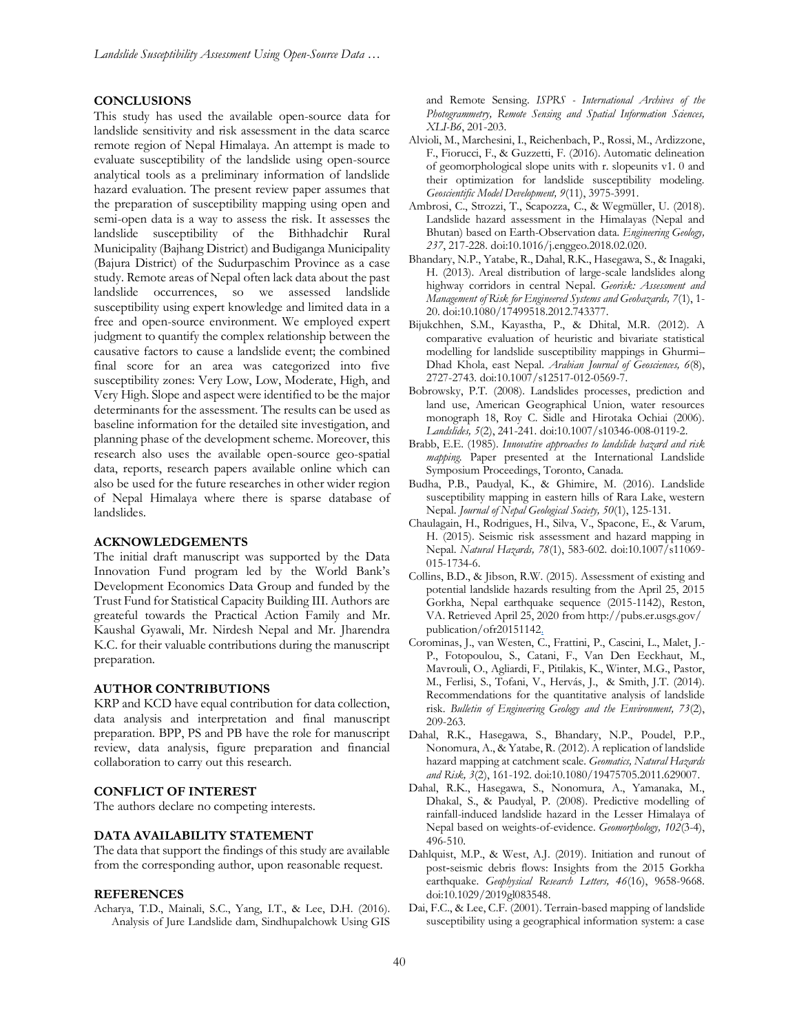## CONCLUSIONS

This study has used the available open-source data for landslide sensitivity and risk assessment in the data scarce remote region of Nepal Himalaya. An attempt is made to evaluate susceptibility of the landslide using open-source analytical tools as a preliminary information of landslide hazard evaluation. The present review paper assumes that the preparation of susceptibility mapping using open and semi-open data is a way to assess the risk. It assesses the landslide susceptibility of the Bithhadchir Rural Municipality (Bajhang District) and Budiganga Municipality (Bajura District) of the Sudurpaschim Province as a case study. Remote areas of Nepal often lack data about the past landslide occurrences, so we assessed landslide susceptibility using expert knowledge and limited data in a free and open-source environment. We employed expert judgment to quantify the complex relationship between the causative factors to cause a landslide event; the combined final score for an area was categorized into five susceptibility zones: Very Low, Low, Moderate, High, and Very High. Slope and aspect were identified to be the major determinants for the assessment. The results can be used as baseline information for the detailed site investigation, and planning phase of the development scheme. Moreover, this research also uses the available open-source geo-spatial data, reports, research papers available online which can also be used for the future researches in other wider region of Nepal Himalaya where there is sparse database of landslides.

## ACKNOWLEDGEMENTS

The initial draft manuscript was supported by the Data Innovation Fund program led by the World Bank's Development Economics Data Group and funded by the Trust Fund for Statistical Capacity Building III. Authors are greateful towards the Practical Action Family and Mr. Kaushal Gyawali, Mr. Nirdesh Nepal and Mr. Jharendra K.C. for their valuable contributions during the manuscript preparation.

## AUTHOR CONTRIBUTIONS

KRP and KCD have equal contribution for data collection, data analysis and interpretation and final manuscript preparation. BPP, PS and PB have the role for manuscript review, data analysis, figure preparation and financial collaboration to carry out this research.

## CONFLICT OF INTEREST

The authors declare no competing interests.

## DATA AVAILABILITY STATEMENT

The data that support the findings of this study are available from the corresponding author, upon reasonable request.

## REFERENCES

Acharya, T.D., Mainali, S.C., Yang, I.T., & Lee, D.H. (2016). Analysis of Jure Landslide dam, Sindhupalchowk Using GIS and Remote Sensing. *ISPRS - International Archives of the Photogrammetry, Remote Sensing and Spatial Information Sciences, XLI-B6*, 201-203.

Alvioli, M., Marchesini, I., Reichenbach, P., Rossi, M., Ardizzone, F., Fiorucci, F., & Guzzetti, F. (2016). Automatic delineation of geomorphological slope units with r. slopeunits v1. 0 and their optimization for landslide susceptibility modeling. *Geoscientific Model Development, 9*(11), 3975-3991.

Ambrosi, C., Strozzi, T., Scapozza, C., & Wegmüller, U. (2018). Landslide hazard assessment in the Himalayas (Nepal and Bhutan) based on Earth-Observation data. *Engineering Geology, 237*, 217-228. doi:10.1016/j.enggeo.2018.02.020.

Bhandary, N.P., Yatabe, R., Dahal, R.K., Hasegawa, S., & Inagaki, H. (2013). Areal distribution of large-scale landslides along highway corridors in central Nepal. *Georisk: Assessment and Management of Risk for Engineered Systems and Geohazards, 7*(1), 1-20. doi:10.1080/17499518.2012.743377.

Bijukchhen, S.M., Kayastha, P., & Dhital, M.R. (2012). A comparative evaluation of heuristic and bivariate statistical modelling for landslide susceptibility mappings in Ghurmi–Dhad Khola, east Nepal. *Arabian Journal of Geosciences, 6*(8), 2727-2743. doi:10.1007/s12517-012-0569-7.

Bobrowsky, P.T. (2008). Landslides processes, prediction and land use, American Geographical Union, water resources monograph 18, Roy C. Sidle and Hirotaka Ochiai (2006). *Landslides, 5*(2), 241-241. doi:10.1007/s10346-008-0119-2.

Brabb, E.E. (1985). *Innovative approaches to landslide hazard and risk mapping*. Paper presented at the International Landslide Symposium Proceedings, Toronto, Canada.

Budha, P.B., Paudyal, K., & Ghimire, M. (2016). Landslide susceptibility mapping in eastern hills of Rara Lake, western Nepal. *Journal of Nepal Geological Society, 50*(1), 125-131.

Chaulagain, H., Rodrigues, H., Silva, V., Spacone, E., & Varum, H. (2015). Seismic risk assessment and hazard mapping in Nepal. *Natural Hazards, 78*(1), 583-602. doi:10.1007/s11069-015-1734-6.

Collins, B.D., & Jibson, R.W. (2015). Assessment of existing and potential landslide hazards resulting from the April 25, 2015 Gorkha, Nepal earthquake sequence (2015-1142), Reston, VA. Retrieved April 25, 2020 from http://pubs.er.usgs.gov/publication/ofr20151142.

Corominas, J., van Westen, C., Frattini, P., Cascini, L., Malet, J.-P., Fotopoulou, S., Catani, F., Van Den Eeckhaut, M., Mavrouli, O., Agliardi, F., Pitilakis, K., Winter, M.G., Pastor, M., Ferlisi, S., Tofani, V., Hervás, J., & Smith, J.T. (2014). Recommendations for the quantitative analysis of landslide risk. *Bulletin of Engineering Geology and the Environment, 73*(2), 209-263.

Dahal, R.K., Hasegawa, S., Bhandary, N.P., Poudel, P.P., Nonomura, A., & Yatabe, R. (2012). A replication of landslide hazard mapping at catchment scale. *Geomatics, Natural Hazards and Risk, 3*(2), 161-192. doi:10.1080/19475705.2011.629007.

Dahal, R.K., Hasegawa, S., Nonomura, A., Yamanaka, M., Dhakal, S., & Paudyal, P. (2008). Predictive modelling of rainfall-induced landslide hazard in the Lesser Himalaya of Nepal based on weights-of-evidence. *Geomorphology, 102*(3-4), 496-510.

Dahlquist, M.P., & West, A.J. (2019). Initiation and runout of post-seismic debris flows: Insights from the 2015 Gorkha earthquake. *Geophysical Research Letters, 46*(16), 9658-9668. doi:10.1029/2019gl083548.

Dai, F.C., & Lee, C.F. (2001). Terrain-based mapping of landslide susceptibility using a geographical information system: a case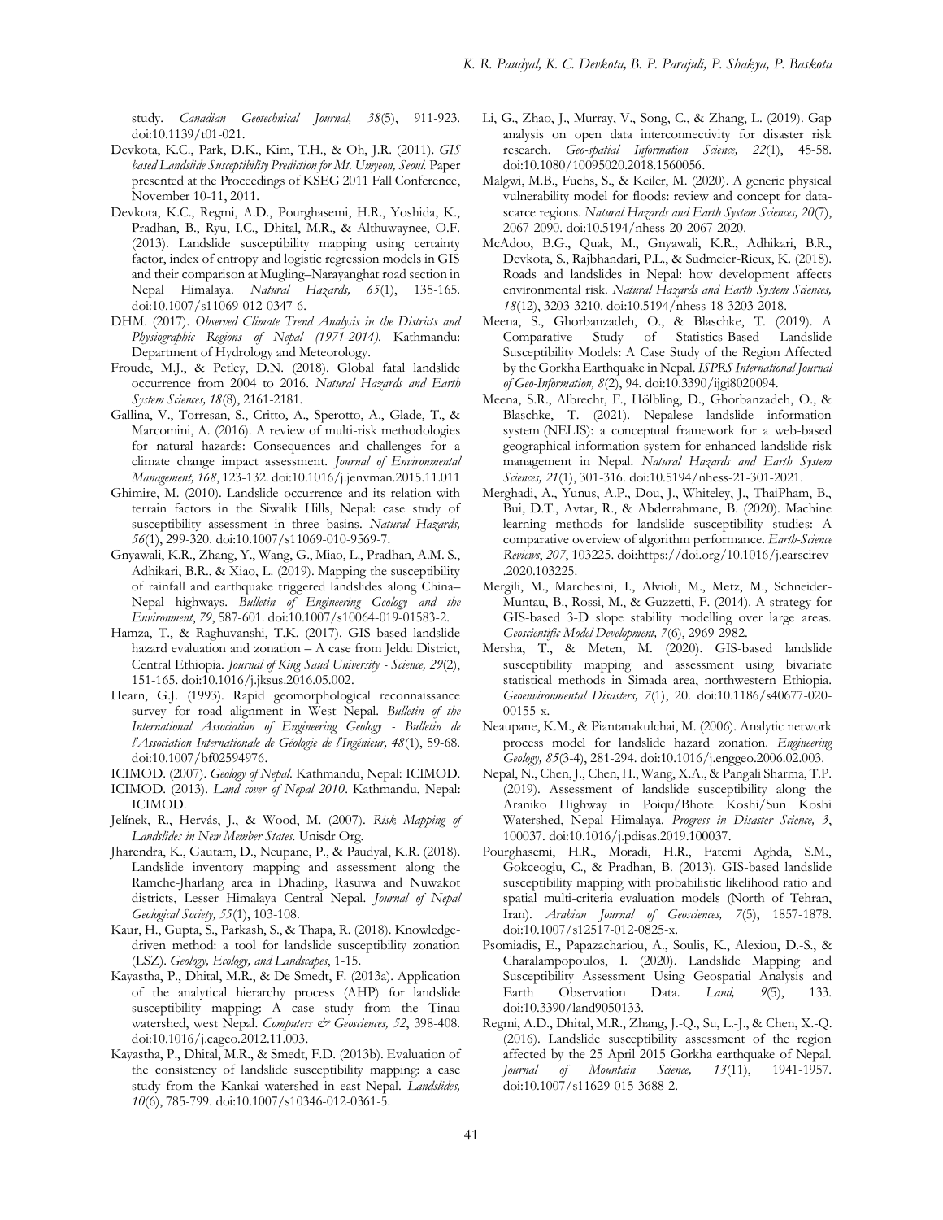study. *Canadian Geotechnical Journal, 38*(5), 911-923. doi:10.1139/t01-021.

Devkota, K.C., Park, D.K., Kim, T.H., & Oh, J.R. (2011). *GIS based Landslide Susceptibility Prediction for Mt. Umyeon, Seoul.* Paper presented at the Proceedings of KSEG 2011 Fall Conference, November 10-11, 2011.

Devkota, K.C., Regmi, A.D., Pourghasemi, H.R., Yoshida, K., Pradhan, B., Ryu, I.C., Dhital, M.R., & Althuwaynee, O.F. (2013). Landslide susceptibility mapping using certainty factor, index of entropy and logistic regression models in GIS and their comparison at Mugling–Narayanghat road section in Nepal Himalaya. *Natural Hazards, 65*(1), 135-165. doi:10.1007/s11069-012-0347-6.

DHM. (2017). *Observed Climate Trend Analysis in the Districts and Physiographic Regions of Nepal (1971-2014).* Kathmandu: Department of Hydrology and Meteorology.

Froude, M.J., & Petley, D.N. (2018). Global fatal landslide occurrence from 2004 to 2016. *Natural Hazards and Earth System Sciences, 18*(8), 2161-2181.

Gallina, V., Torresan, S., Critto, A., Sperotto, A., Glade, T., & Marcomini, A. (2016). A review of multi-risk methodologies for natural hazards: Consequences and challenges for a climate change impact assessment. *Journal of Environmental Management, 168*, 123-132. doi:10.1016/j.jenvman.2015.11.011

Ghimire, M. (2010). Landslide occurrence and its relation with terrain factors in the Siwalik Hills, Nepal: case study of susceptibility assessment in three basins. *Natural Hazards, 56*(1), 299-320. doi:10.1007/s11069-010-9569-7.

Gnyawali, K.R., Zhang, Y., Wang, G., Miao, L., Pradhan, A.M. S., Adhikari, B.R., & Xiao, L. (2019). Mapping the susceptibility of rainfall and earthquake triggered landslides along China–Nepal highways. *Bulletin of Engineering Geology and the Environment*, *79*, 587-601. doi:10.1007/s10064-019-01583-2.

Hamza, T., & Raghuvanshi, T.K. (2017). GIS based landslide hazard evaluation and zonation – A case from Jeldu District, Central Ethiopia. *Journal of King Saud University - Science, 29*(2), 151-165. doi:10.1016/j.jksus.2016.05.002.

Hearn, G.J. (1993). Rapid geomorphological reconnaissance survey for road alignment in West Nepal. *Bulletin of the International Association of Engineering Geology - Bulletin de l'Association Internationale de Géologie de l'Ingénieur, 48*(1), 59-68. doi:10.1007/bf02594976.

ICIMOD. (2007). *Geology of Nepal*. Kathmandu, Nepal: ICIMOD.

ICIMOD. (2013). *Land cover of Nepal 2010*. Kathmandu, Nepal: ICIMOD.

Jelínek, R., Hervás, J., & Wood, M. (2007). *Risk Mapping of Landslides in New Member States.* Unisdr Org.

Jharendra, K., Gautam, D., Neupane, P., & Paudyal, K.R. (2018). Landslide inventory mapping and assessment along the Ramche-Jharlang area in Dhading, Rasuwa and Nuwakot districts, Lesser Himalaya Central Nepal. *Journal of Nepal Geological Society, 55*(1), 103-108.

Kaur, H., Gupta, S., Parkash, S., & Thapa, R. (2018). Knowledge-driven method: a tool for landslide susceptibility zonation (LSZ). *Geology, Ecology, and Landscapes*, 1-15.

Kayastha, P., Dhital, M.R., & De Smedt, F. (2013a). Application of the analytical hierarchy process (AHP) for landslide susceptibility mapping: A case study from the Tinau watershed, west Nepal. *Computers & Geosciences, 52*, 398-408. doi:10.1016/j.cageo.2012.11.003.

Kayastha, P., Dhital, M.R., & Smedt, F.D. (2013b). Evaluation of the consistency of landslide susceptibility mapping: a case study from the Kankai watershed in east Nepal. *Landslides, 10*(6), 785-799. doi:10.1007/s10346-012-0361-5.

Li, G., Zhao, J., Murray, V., Song, C., & Zhang, L. (2019). Gap analysis on open data interconnectivity for disaster risk research. *Geo-spatial Information Science, 22*(1), 45-58. doi:10.1080/10095020.2018.1560056.

Malgwi, M.B., Fuchs, S., & Keiler, M. (2020). A generic physical vulnerability model for floods: review and concept for data-scarce regions. *Natural Hazards and Earth System Sciences, 20*(7), 2067-2090. doi:10.5194/nhess-20-2067-2020.

McAdoo, B.G., Quak, M., Gnyawali, K.R., Adhikari, B.R., Devkota, S., Rajbhandari, P.L., & Sudmeier-Rieux, K. (2018). Roads and landslides in Nepal: how development affects environmental risk. *Natural Hazards and Earth System Sciences, 18*(12), 3203-3210. doi:10.5194/nhess-18-3203-2018.

Meena, S., Ghorbanzadeh, O., & Blaschke, T. (2019). A Comparative Study of Statistics-Based Landslide Susceptibility Models: A Case Study of the Region Affected by the Gorkha Earthquake in Nepal. *ISPRS International Journal of Geo-Information, 8*(2), 94. doi:10.3390/ijgi8020094.

Meena, S.R., Albrecht, F., Hölbling, D., Ghorbanzadeh, O., & Blaschke, T. (2021). Nepalese landslide information system (NELIS): a conceptual framework for a web-based geographical information system for enhanced landslide risk management in Nepal. *Natural Hazards and Earth System Sciences, 21*(1), 301-316. doi:10.5194/nhess-21-301-2021.

Merghadi, A., Yunus, A.P., Dou, J., Whiteley, J., ThaiPham, B., Bui, D.T., Avtar, R., & Abderrahmane, B. (2020). Machine learning methods for landslide susceptibility studies: A comparative overview of algorithm performance. *Earth-Science Reviews*, *207*, 103225. doi:https://doi.org/10.1016/j.earscirev.2020.103225.

Mergili, M., Marchesini, I., Alvioli, M., Metz, M., Schneider-Muntau, B., Rossi, M., & Guzzetti, F. (2014). A strategy for GIS-based 3-D slope stability modelling over large areas. *Geoscientific Model Development, 7*(6), 2969-2982.

Mersha, T., & Meten, M. (2020). GIS-based landslide susceptibility mapping and assessment using bivariate statistical methods in Simada area, northwestern Ethiopia. *Geoenvironmental Disasters, 7*(1), 20. doi:10.1186/s40677-020-00155-x.

Neaupane, K.M., & Piantanakulchai, M. (2006). Analytic network process model for landslide hazard zonation. *Engineering Geology, 85*(3-4), 281-294. doi:10.1016/j.enggeo.2006.02.003.

Nepal, N., Chen, J., Chen, H., Wang, X.A., & Pangali Sharma, T.P. (2019). Assessment of landslide susceptibility along the Araniko Highway in Poiqu/Bhote Koshi/Sun Koshi Watershed, Nepal Himalaya. *Progress in Disaster Science, 3*, 100037. doi:10.1016/j.pdisas.2019.100037.

Pourghasemi, H.R., Moradi, H.R., Fatemi Aghda, S.M., Gokceoglu, C., & Pradhan, B. (2013). GIS-based landslide susceptibility mapping with probabilistic likelihood ratio and spatial multi-criteria evaluation models (North of Tehran, Iran). *Arabian Journal of Geosciences, 7*(5), 1857-1878. doi:10.1007/s12517-012-0825-x.

Psomiadis, E., Papazachariou, A., Soulis, K., Alexiou, D.-S., & Charalampopoulos, I. (2020). Landslide Mapping and Susceptibility Assessment Using Geospatial Analysis and Earth Observation Data. *Land, 9*(5), 133. doi:10.3390/land9050133.

Regmi, A.D., Dhital, M.R., Zhang, J.-Q., Su, L.-J., & Chen, X.-Q. (2016). Landslide susceptibility assessment of the region affected by the 25 April 2015 Gorkha earthquake of Nepal. *Journal of Mountain Science, 13*(11), 1941-1957. doi:10.1007/s11629-015-3688-2.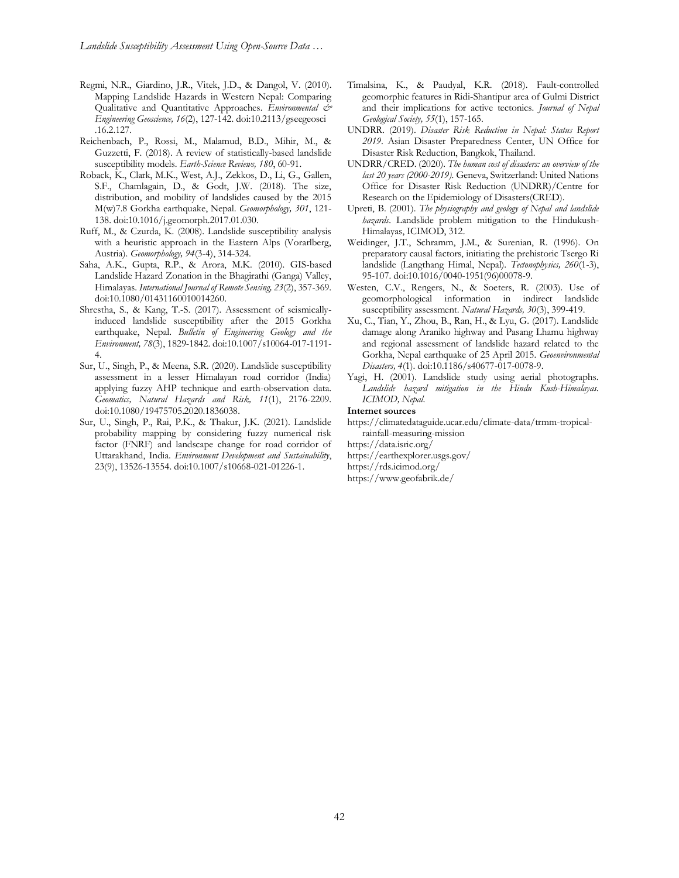Regmi, N.R., Giardino, J.R., Vitek, J.D., & Dangol, V. (2010). Mapping Landslide Hazards in Western Nepal: Comparing Qualitative and Quantitative Approaches. *Environmental & Engineering Geoscience, 16*(2), 127-142. doi:10.2113/gseegeosci .16.2.127.

Reichenbach, P., Rossi, M., Malamud, B.D., Mihir, M., & Guzzetti, F. (2018). A review of statistically-based landslide susceptibility models. *Earth-Science Reviews, 180*, 60-91.

Roback, K., Clark, M.K., West, A.J., Zekkos, D., Li, G., Gallen, S.F., Chamlagain, D., & Godt, J.W. (2018). The size, distribution, and mobility of landslides caused by the 2015 M(w)7.8 Gorkha earthquake, Nepal. *Geomorphology, 301*, 121-138. doi:10.1016/j.geomorph.2017.01.030.

Ruff, M., & Czurda, K. (2008). Landslide susceptibility analysis with a heuristic approach in the Eastern Alps (Vorarlberg, Austria). *Geomorphology, 94*(3-4), 314-324.

Saha, A.K., Gupta, R.P., & Arora, M.K. (2010). GIS-based Landslide Hazard Zonation in the Bhagirathi (Ganga) Valley, Himalayas. *International Journal of Remote Sensing, 23*(2), 357-369. doi:10.1080/01431160010014260.

Shrestha, S., & Kang, T.-S. (2017). Assessment of seismically-induced landslide susceptibility after the 2015 Gorkha earthquake, Nepal. *Bulletin of Engineering Geology and the Environment, 78*(3), 1829-1842. doi:10.1007/s10064-017-1191-4.

Sur, U., Singh, P., & Meena, S.R. (2020). Landslide susceptibility assessment in a lesser Himalayan road corridor (India) applying fuzzy AHP technique and earth-observation data. *Geomatics, Natural Hazards and Risk, 11*(1), 2176-2209. doi:10.1080/19475705.2020.1836038.

Sur, U., Singh, P., Rai, P.K., & Thakur, J.K. (2021). Landslide probability mapping by considering fuzzy numerical risk factor (FNRF) and landscape change for road corridor of Uttarakhand, India. *Environment Development and Sustainability*, 23(9), 13526-13554. doi:10.1007/s10668-021-01226-1.

Timalsina, K., & Paudyal, K.R. (2018). Fault-controlled geomorphic features in Ridi-Shantipur area of Gulmi District and their implications for active tectonics. *Journal of Nepal Geological Society, 55*(1), 157-165.

UNDRR. (2019). *Disaster Risk Reduction in Nepal: Status Report 2019*. Asian Disaster Preparedness Center, UN Office for Disaster Risk Reduction, Bangkok, Thailand.

UNDRR/CRED. (2020). *The human cost of disasters: an overview of the last 20 years (2000-2019)*. Geneva, Switzerland: United Nations Office for Disaster Risk Reduction (UNDRR)/Centre for Research on the Epidemiology of Disasters(CRED).

Upreti, B. (2001). *The physiography and geology of Nepal and landslide hazards*. Landslide problem mitigation to the Hindukush-Himalayas, ICIMOD, 312.

Weidinger, J.T., Schramm, J.M., & Surenian, R. (1996). On preparatory causal factors, initiating the prehistoric Tsergo Ri landslide (Langthang Himal, Nepal). *Tectonophysics, 260*(1-3), 95-107. doi:10.1016/0040-1951(96)00078-9.

Westen, C.V., Rengers, N., & Soeters, R. (2003). Use of geomorphological information in indirect landslide susceptibility assessment. *Natural Hazards, 30*(3), 399-419.

Xu, C., Tian, Y., Zhou, B., Ran, H., & Lyu, G. (2017). Landslide damage along Araniko highway and Pasang Lhamu highway and regional assessment of landslide hazard related to the Gorkha, Nepal earthquake of 25 April 2015. *Geoenvironmental Disasters, 4*(1). doi:10.1186/s40677-017-0078-9.

Yagi, H. (2001). Landslide study using aerial photographs. *Landslide hazard mitigation in the Hindu Kush-Himalayas. ICIMOD, Nepal.*

**Internet sources**

https://climatedataguide.ucar.edu/climate-data/trmm-tropical-rainfall-measuring-mission

https://data.isric.org/

https://earthexplorer.usgs.gov/

https://rds.icimod.org/

https://www.geofabrik.de/